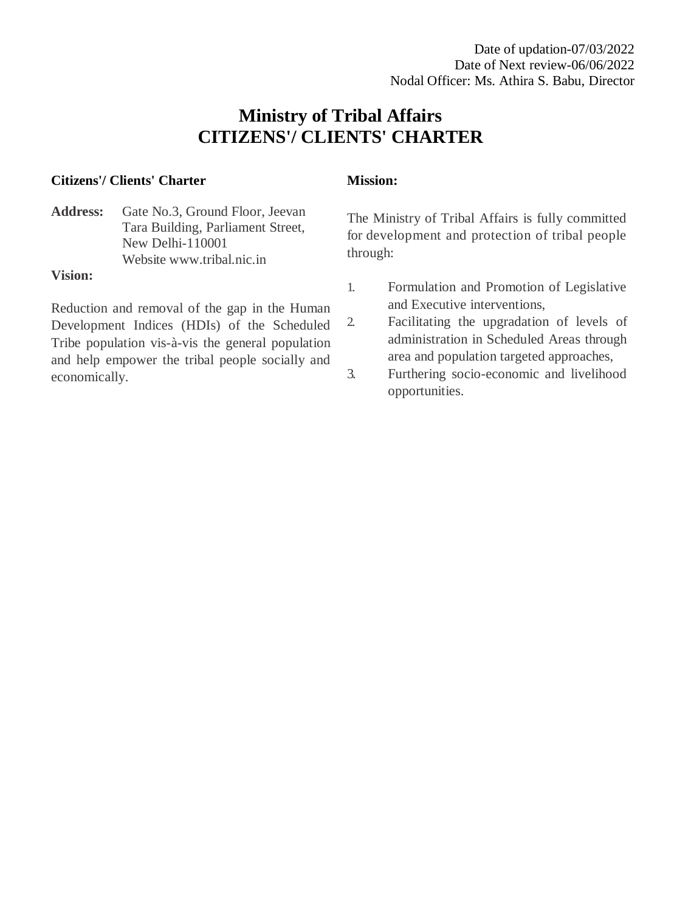Date of updation-07/03/2022
Date of Next review-06/06/2022
Nodal Officer: Ms. Athira S. Babu, Director

# Ministry of Tribal Affairs
# CITIZENS'/ CLIENTS' CHARTER

**Citizens'/ Clients' Charter**

**Address:** Gate No.3, Ground Floor, Jeevan Tara Building, Parliament Street, New Delhi-110001
Website www.tribal.nic.in

**Vision:**

Reduction and removal of the gap in the Human Development Indices (HDIs) of the Scheduled Tribe population vis-à-vis the general population and help empower the tribal people socially and economically.

**Mission:**

The Ministry of Tribal Affairs is fully committed for development and protection of tribal people through:

1. Formulation and Promotion of Legislative and Executive interventions,
2. Facilitating the upgradation of levels of administration in Scheduled Areas through area and population targeted approaches,
3. Furthering socio-economic and livelihood opportunities.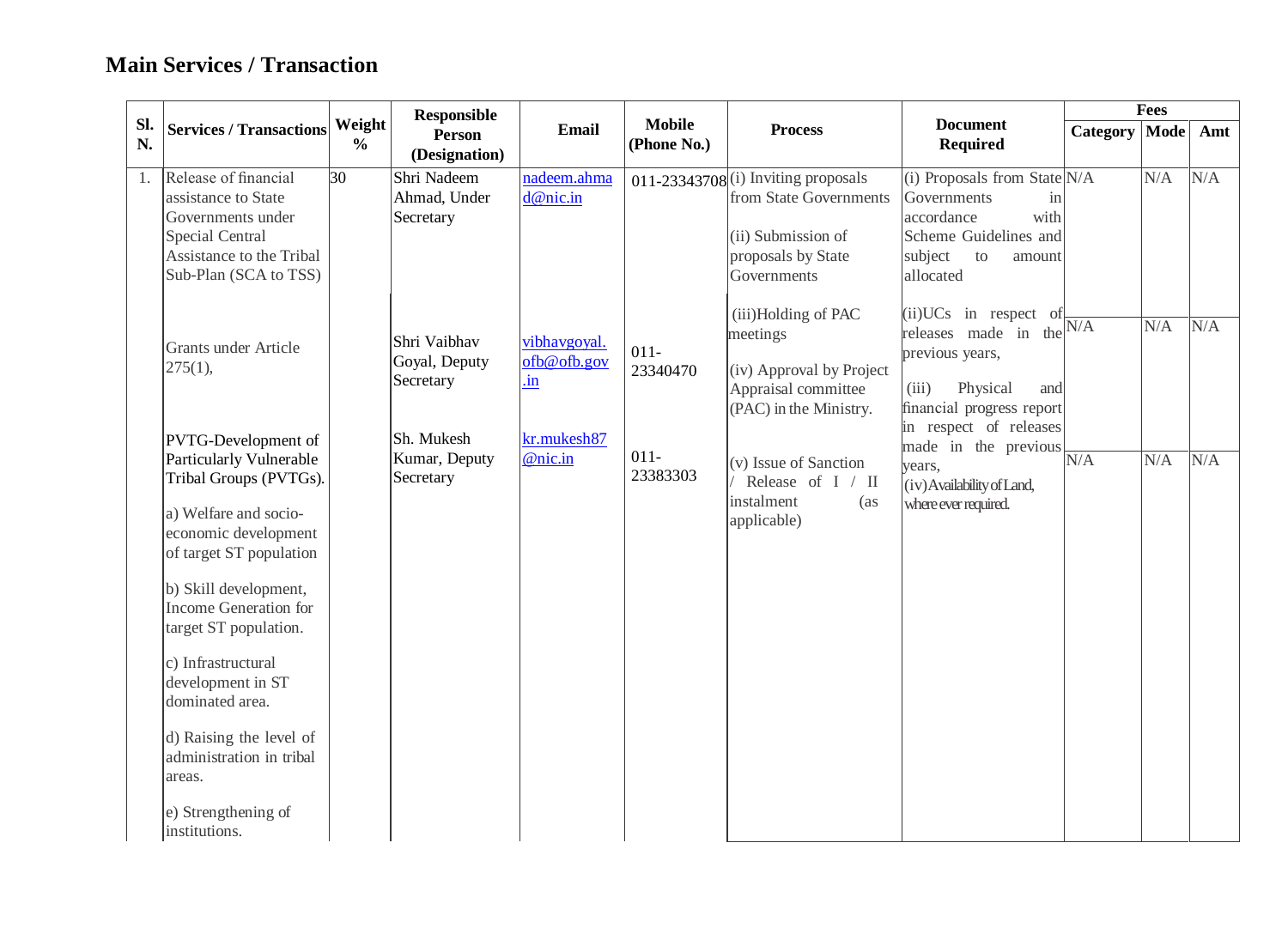## Main Services / Transaction

| Sl. N. | Services / Transactions | Weight % | Responsible Person (Designation) | Email | Mobile (Phone No.) | Process | Document Required | Fees | | |
|---|---|---|---|---|---|---|---|---|---|---|
| | | | | | | | | Category | Mode | Amt |
| 1. | Release of financial assistance to State Governments under Special Central Assistance to the Tribal Sub-Plan (SCA to TSS) | 30 | Shri Nadeem Ahmad, Under Secretary | nadeem.ahmad@nic.in | 011-23343708 | (i) Inviting proposals from State Governments<br><br>(ii) Submission of proposals by State Governments<br><br>(iii)Holding of PAC meetings<br><br>(iv) Approval by Project Appraisal committee (PAC) in the Ministry.<br><br>(v) Issue of Sanction / Release of I / II instalment (as applicable) | (i) Proposals from State Governments in accordance with Scheme Guidelines and subject to amount allocated<br><br>(ii)UCs in respect of releases made in the previous years,<br><br>(iii) Physical and financial progress report in respect of releases made in the previous years,<br><br>(iv)Availability of Land, where ever required. | N/A | N/A | N/A |
| | Grants under Article 275(1), | | Shri Vaibhav Goyal, Deputy Secretary | vibhavgoyal.ofb@ofb.gov.in | 011-23340470 | | | N/A | N/A | N/A |
| | PVTG-Development of Particularly Vulnerable Tribal Groups (PVTGs).<br><br>a) Welfare and socio-economic development of target ST population<br><br>b) Skill development, Income Generation for target ST population.<br><br>c) Infrastructural development in ST dominated area.<br><br>d) Raising the level of administration in tribal areas.<br><br>e) Strengthening of institutions. | | Sh. Mukesh Kumar, Deputy Secretary | kr.mukesh87@nic.in | 011-23383303 | | | N/A | N/A | N/A |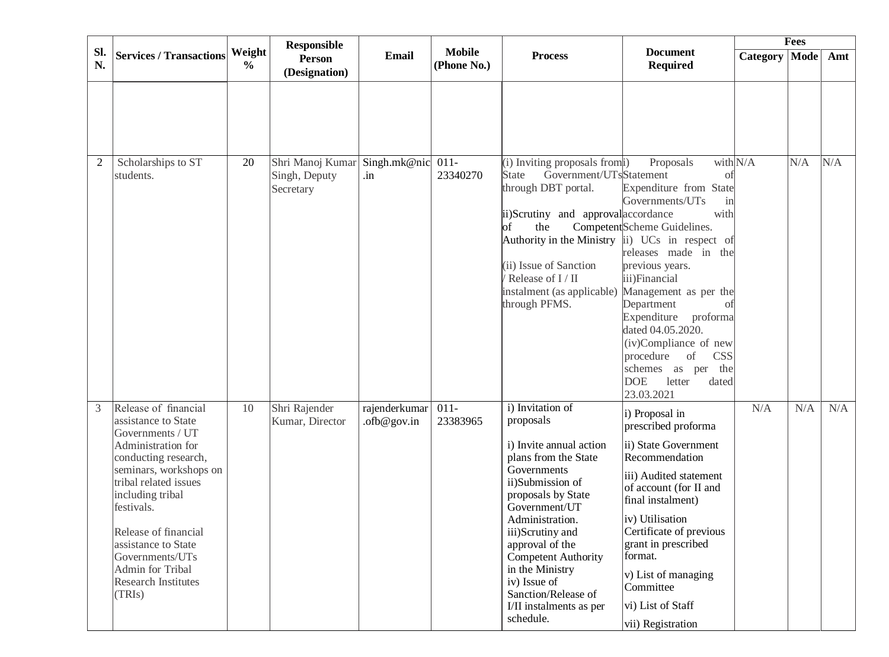| Sl. N. | Services / Transactions | Weight % | Responsible Person (Designation) | Email | Mobile (Phone No.) | Process | Document Required | Fees | | |
|---|---|---|---|---|---|---|---|---|---|---|
| | | | | | | | | Category | Mode | Amt |
| | | | | | | | | | | |
| 2 | Scholarships to ST students. | 20 | Shri Manoj Kumar Singh, Deputy Secretary | Singh.mk@nic.in | 011-23340270 | (i) Inviting proposals from State Government/UTs through DBT portal.<br><br>ii)Scrutiny and approval of the Competent Authority in the Ministry<br><br>(ii) Issue of Sanction / Release of I / II instalment (as applicable) through PFMS. | i) Proposals with Statement of Expenditure from State Governments/UTs in accordance with Scheme Guidelines.<br>ii) UCs in respect of releases made in the previous years.<br>iii)Financial Management as per the Department of Expenditure proforma dated 04.05.2020.<br>(iv)Compliance of new procedure of CSS schemes as per the DOE letter dated 23.03.2021 | N/A | N/A | N/A |
| 3 | Release of financial assistance to State Governments / UT Administration for conducting research, seminars, workshops on tribal related issues including tribal festivals.<br><br>Release of financial assistance to State Governments/UTs Admin for Tribal Research Institutes (TRIs) | 10 | Shri Rajender Kumar, Director | rajenderkumar.ofb@gov.in | 011-23383965 | i) Invitation of proposals<br><br>i) Invite annual action plans from the State Governments<br>ii)Submission of proposals by State Government/UT Administration.<br>iii)Scrutiny and approval of the Competent Authority in the Ministry<br>iv) Issue of Sanction/Release of I/II instalments as per schedule. | i) Proposal in prescribed proforma<br>ii) State Government Recommendation<br>iii) Audited statement of account (for II and final instalment)<br>iv) Utilisation Certificate of previous grant in prescribed format.<br>v) List of managing Committee<br>vi) List of Staff<br>vii) Registration | N/A | N/A | N/A |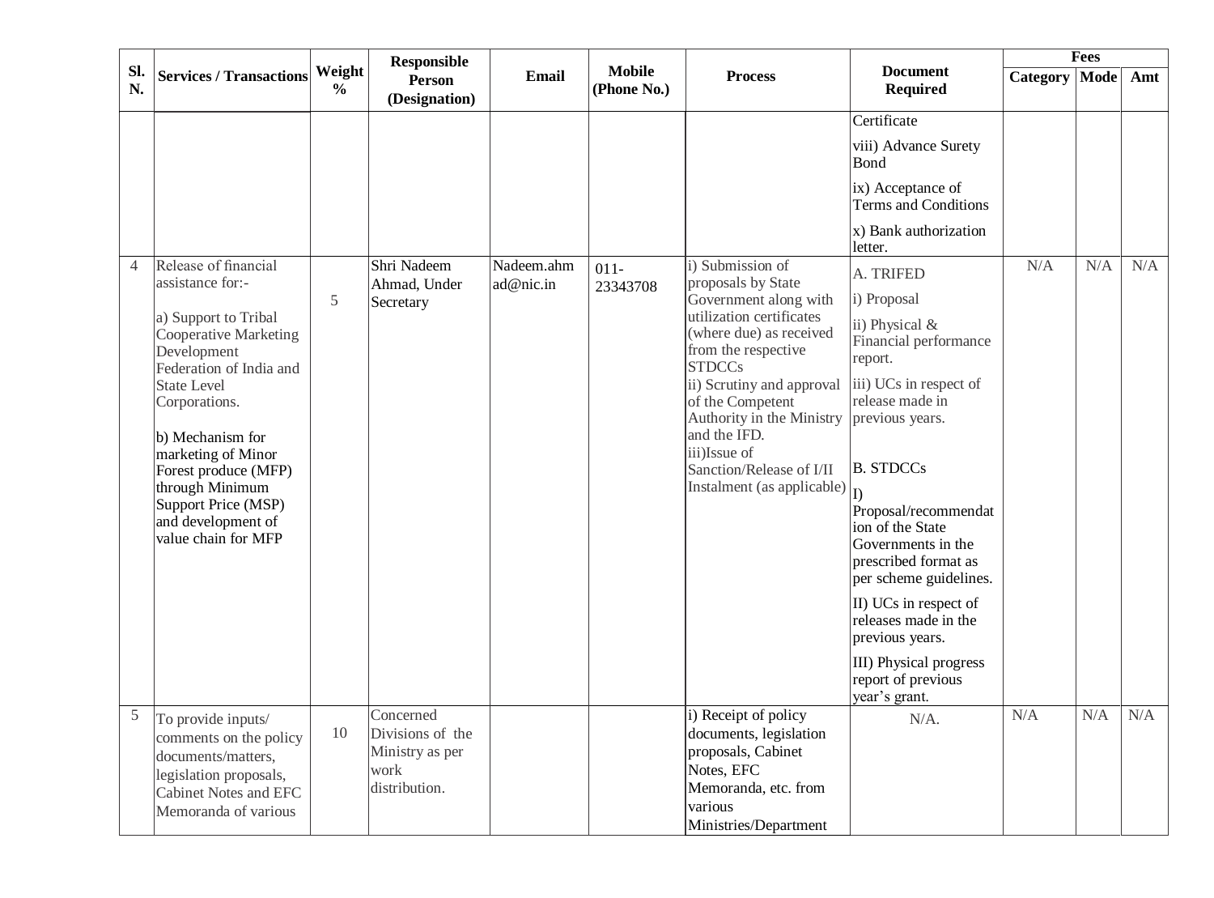| Sl. N. | Services / Transactions | Weight % | Responsible Person (Designation) | Email | Mobile (Phone No.) | Process | Document Required | Fees | | |
|---|---|---|---|---|---|---|---|---|---|---|
| | | | | | | | | Category | Mode | Amt |
| | | | | | | | Certificate<br>viii) Advance Surety Bond<br>ix) Acceptance of Terms and Conditions<br>x) Bank authorization letter. | | | |
| 4 | Release of financial assistance for:-<br><br>a) Support to Tribal Cooperative Marketing Development Federation of India and State Level Corporations.<br><br>b) Mechanism for marketing of Minor Forest produce (MFP) through Minimum Support Price (MSP) and development of value chain for MFP | 5 | Shri Nadeem Ahmad, Under Secretary | Nadeem.ahmad@nic.in | 011-23343708 | i) Submission of proposals by State Government along with utilization certificates (where due) as received from the respective STDCCs<br>ii) Scrutiny and approval of the Competent Authority in the Ministry and the IFD.<br>iii)Issue of Sanction/Release of I/II Instalment (as applicable) | A. TRIFED<br>i) Proposal<br>ii) Physical & Financial performance report.<br>iii) UCs in respect of release made in previous years.<br><br>B. STDCCs<br>I) Proposal/recommendation of the State Governments in the prescribed format as per scheme guidelines.<br>II) UCs in respect of releases made in the previous years.<br>III) Physical progress report of previous year's grant. | N/A | N/A | N/A |
| 5 | To provide inputs/ comments on the policy documents/matters, legislation proposals, Cabinet Notes and EFC Memoranda of various | 10 | Concerned Divisions of the Ministry as per work distribution. | | | i) Receipt of policy documents, legislation proposals, Cabinet Notes, EFC Memoranda, etc. from various Ministries/Department | N/A. | N/A | N/A | N/A |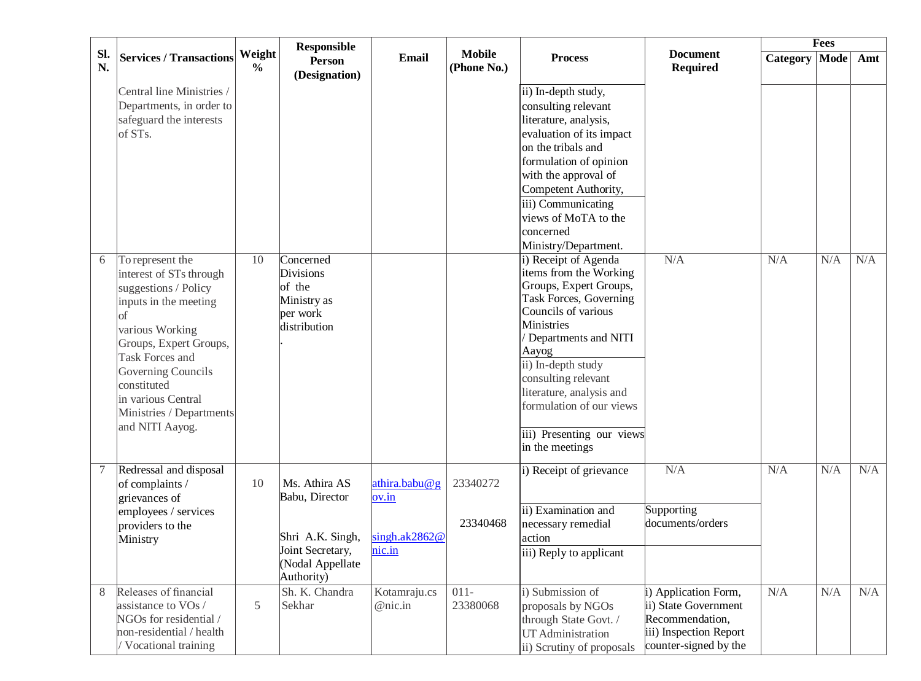| Sl. N. | Services / Transactions | Weight % | Responsible Person (Designation) | Email | Mobile (Phone No.) | Process | Document Required | Fees | | |
|---|---|---|---|---|---|---|---|---|---|---|
| | | | | | | | | Category | Mode | Amt |
| | Central line Ministries / Departments, in order to safeguard the interests of STs. | | | | | ii) In-depth study, consulting relevant literature, analysis, evaluation of its impact on the tribals and formulation of opinion with the approval of Competent Authority, iii) Communicating views of MoTA to the concerned Ministry/Department. | | | | |
| 6 | To represent the interest of STs through suggestions / Policy inputs in the meeting of various Working Groups, Expert Groups, Task Forces and Governing Councils constituted in various Central Ministries / Departments and NITI Aayog. | 10 | Concerned Divisions of the Ministry as per work distribution . | | | i) Receipt of Agenda items from the Working Groups, Expert Groups, Task Forces, Governing Councils of various Ministries / Departments and NITI Aayog ii) In-depth study consulting relevant literature, analysis and formulation of our views iii) Presenting our views in the meetings | N/A | N/A | N/A | N/A |
| 7 | Redressal and disposal of complaints / grievances of employees / services providers to the Ministry | 10 | Ms. Athira AS Babu, Director Shri A.K. Singh, Joint Secretary, (Nodal Appellate Authority) | athira.babu@gov.in singh.ak2862@nic.in | 23340272 23340468 | i) Receipt of grievance ii) Examination and necessary remedial action iii) Reply to applicant | N/A Supporting documents/orders | N/A | N/A | N/A |
| 8 | Releases of financial assistance to VOs / NGOs for residential / non-residential / health / Vocational training | 5 | Sh. K. Chandra Sekhar | Kotamraju.cs @nic.in | 011-23380068 | i) Submission of proposals by NGOs through State Govt. / UT Administration ii) Scrutiny of proposals | i) Application Form, ii) State Government Recommendation, iii) Inspection Report counter-signed by the | N/A | N/A | N/A |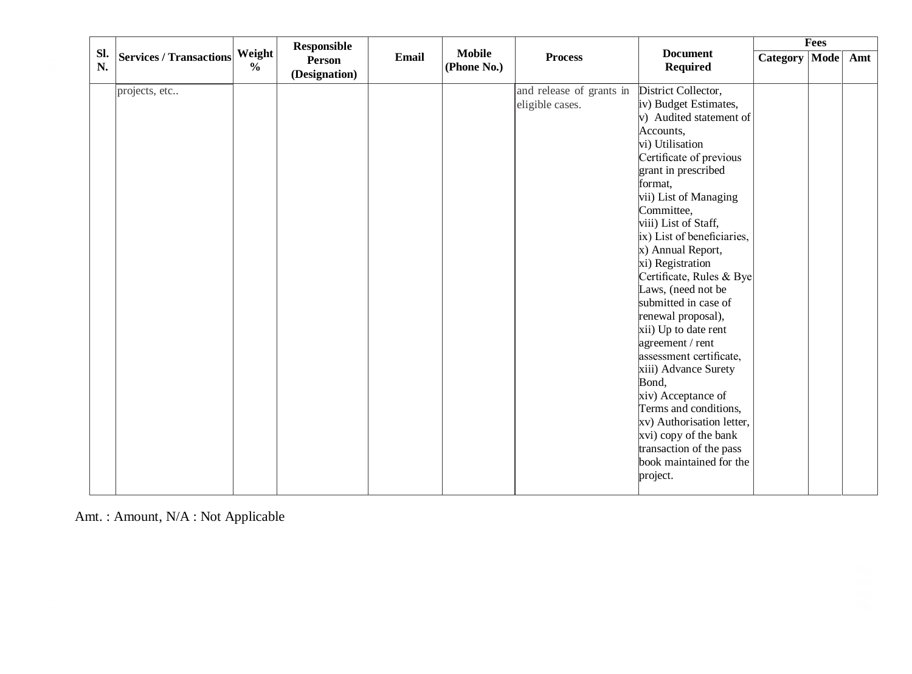| Sl. N. | Services / Transactions | Weight % | Responsible Person (Designation) | Email | Mobile (Phone No.) | Process | Document Required | Fees | | |
|---|---|---|---|---|---|---|---|---|---|---|
| | | | | | | | | Category | Mode | Amt |
| | projects, etc.. | | | | | and release of grants in eligible cases. | District Collector,<br>iv) Budget Estimates,<br>v) Audited statement of Accounts,<br>vi) Utilisation Certificate of previous grant in prescribed format,<br>vii) List of Managing Committee,<br>viii) List of Staff,<br>ix) List of beneficiaries,<br>x) Annual Report,<br>xi) Registration Certificate, Rules & Bye Laws, (need not be submitted in case of renewal proposal),<br>xii) Up to date rent agreement / rent assessment certificate,<br>xiii) Advance Surety Bond,<br>xiv) Acceptance of Terms and conditions,<br>xv) Authorisation letter,<br>xvi) copy of the bank transaction of the pass book maintained for the project. | | | |

Amt. : Amount, N/A : Not Applicable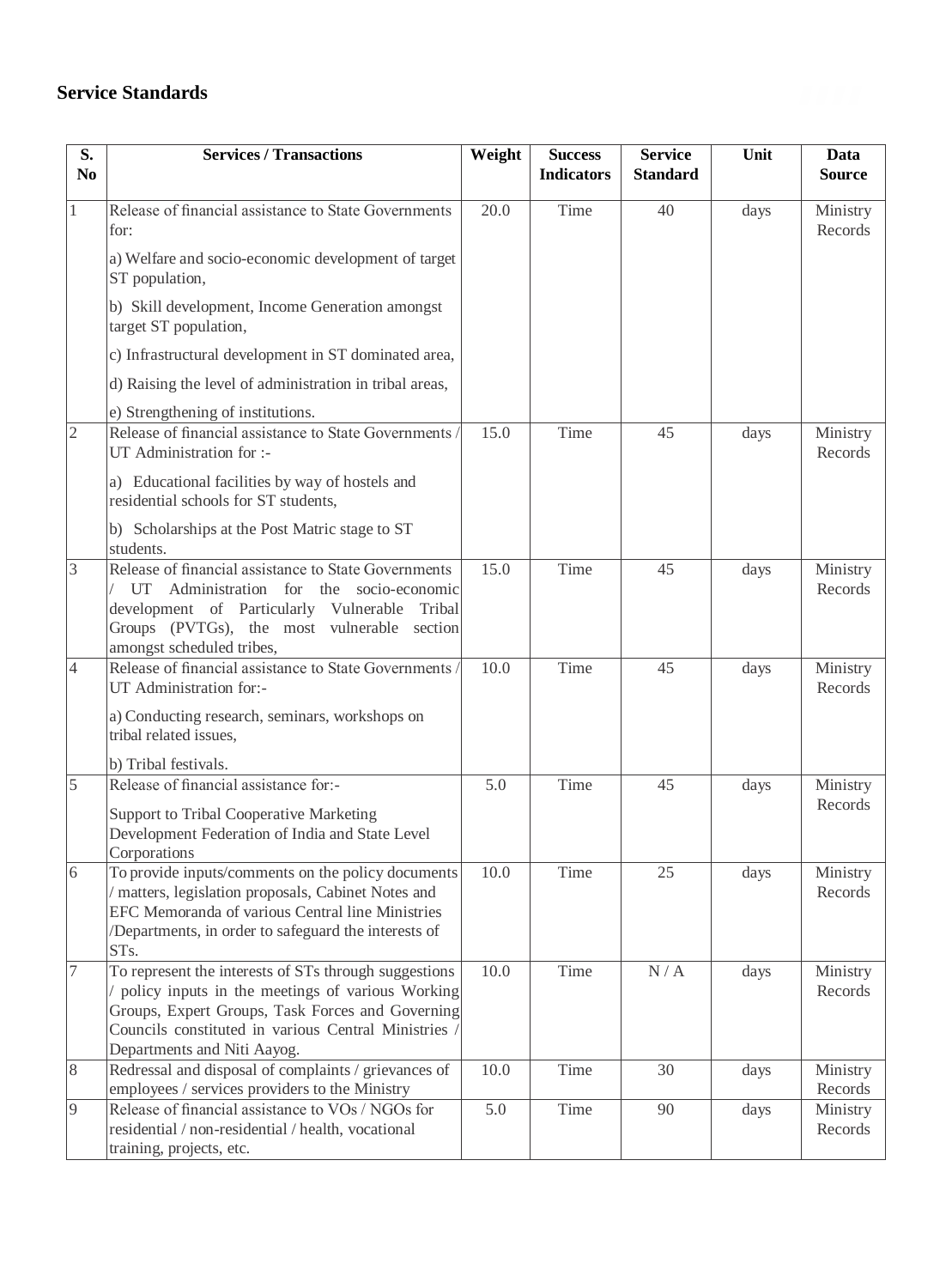## Service Standards

| S. No | Services / Transactions | Weight | Success Indicators | Service Standard | Unit | Data Source |
|---|---|---|---|---|---|---|
| 1 | Release of financial assistance to State Governments for:<br><br>a) Welfare and socio-economic development of target ST population,<br><br>b) Skill development, Income Generation amongst target ST population,<br><br>c) Infrastructural development in ST dominated area,<br><br>d) Raising the level of administration in tribal areas,<br><br>e) Strengthening of institutions. | 20.0 | Time | 40 | days | Ministry Records |
| 2 | Release of financial assistance to State Governments / UT Administration for :-<br><br>a) Educational facilities by way of hostels and residential schools for ST students,<br><br>b) Scholarships at the Post Matric stage to ST students. | 15.0 | Time | 45 | days | Ministry Records |
| 3 | Release of financial assistance to State Governments / UT Administration for the socio-economic development of Particularly Vulnerable Tribal Groups (PVTGs), the most vulnerable section amongst scheduled tribes, | 15.0 | Time | 45 | days | Ministry Records |
| 4 | Release of financial assistance to State Governments / UT Administration for:-<br><br>a) Conducting research, seminars, workshops on tribal related issues,<br><br>b) Tribal festivals. | 10.0 | Time | 45 | days | Ministry Records |
| 5 | Release of financial assistance for:-<br><br>Support to Tribal Cooperative Marketing Development Federation of India and State Level Corporations | 5.0 | Time | 45 | days | Ministry Records |
| 6 | To provide inputs/comments on the policy documents / matters, legislation proposals, Cabinet Notes and EFC Memoranda of various Central line Ministries /Departments, in order to safeguard the interests of STs. | 10.0 | Time | 25 | days | Ministry Records |
| 7 | To represent the interests of STs through suggestions / policy inputs in the meetings of various Working Groups, Expert Groups, Task Forces and Governing Councils constituted in various Central Ministries / Departments and Niti Aayog. | 10.0 | Time | N / A | days | Ministry Records |
| 8 | Redressal and disposal of complaints / grievances of employees / services providers to the Ministry | 10.0 | Time | 30 | days | Ministry Records |
| 9 | Release of financial assistance to VOs / NGOs for residential / non-residential / health, vocational training, projects, etc. | 5.0 | Time | 90 | days | Ministry Records |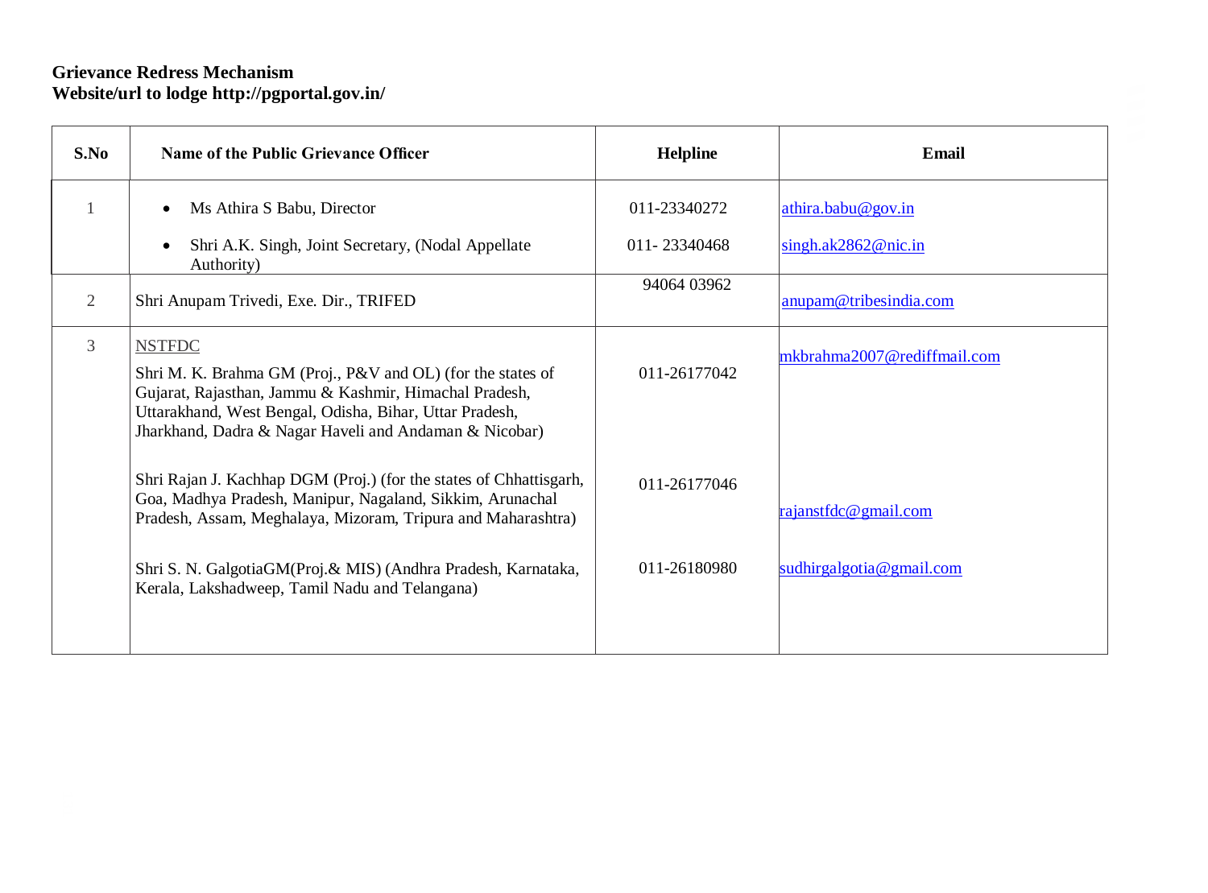**Grievance Redress Mechanism**
**Website/url to lodge http://pgportal.gov.in/**

| S.No | Name of the Public Grievance Officer | Helpline | Email |
|---|---|---|---|
| 1 | • Ms Athira S Babu, Director<br>• Shri A.K. Singh, Joint Secretary, (Nodal Appellate Authority) | 011-23340272<br>011- 23340468 | athira.babu@gov.in<br>singh.ak2862@nic.in |
| 2 | Shri Anupam Trivedi, Exe. Dir., TRIFED | 94064 03962 | anupam@tribesindia.com |
| 3 | NSTFDC<br>Shri M. K. Brahma GM (Proj., P&V and OL) (for the states of Gujarat, Rajasthan, Jammu & Kashmir, Himachal Pradesh, Uttarakhand, West Bengal, Odisha, Bihar, Uttar Pradesh, Jharkhand, Dadra & Nagar Haveli and Andaman & Nicobar) | 011-26177042 | mkbrahma2007@rediffmail.com |
| | Shri Rajan J. Kachhap DGM (Proj.) (for the states of Chhattisgarh, Goa, Madhya Pradesh, Manipur, Nagaland, Sikkim, Arunachal Pradesh, Assam, Meghalaya, Mizoram, Tripura and Maharashtra) | 011-26177046 | rajanstfdc@gmail.com |
| | Shri S. N. GalgotiaGM(Proj.& MIS) (Andhra Pradesh, Karnataka, Kerala, Lakshadweep, Tamil Nadu and Telangana) | 011-26180980 | sudhirgalgotia@gmail.com |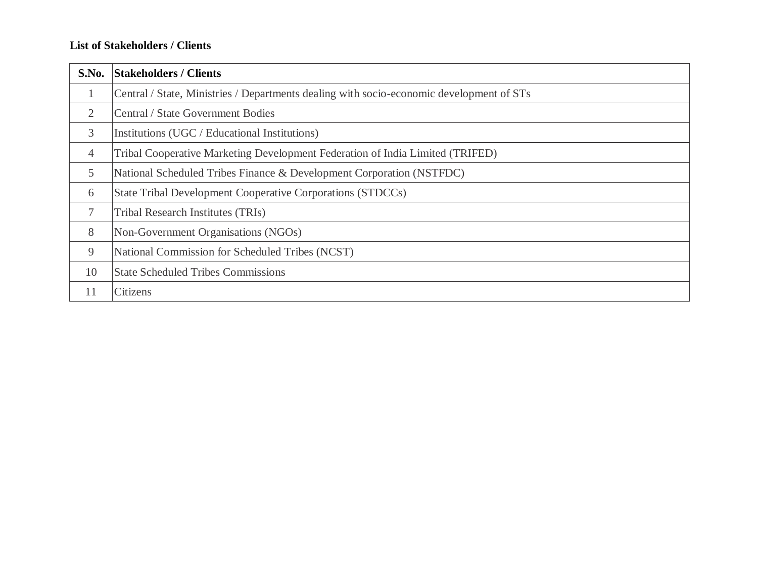**List of Stakeholders / Clients**

| S.No. | Stakeholders / Clients |
|---|---|
| 1 | Central / State, Ministries / Departments dealing with socio-economic development of STs |
| 2 | Central / State Government Bodies |
| 3 | Institutions (UGC / Educational Institutions) |
| 4 | Tribal Cooperative Marketing Development Federation of India Limited (TRIFED) |
| 5 | National Scheduled Tribes Finance & Development Corporation (NSTFDC) |
| 6 | State Tribal Development Cooperative Corporations (STDCCs) |
| 7 | Tribal Research Institutes (TRIs) |
| 8 | Non-Government Organisations (NGOs) |
| 9 | National Commission for Scheduled Tribes (NCST) |
| 10 | State Scheduled Tribes Commissions |
| 11 | Citizens |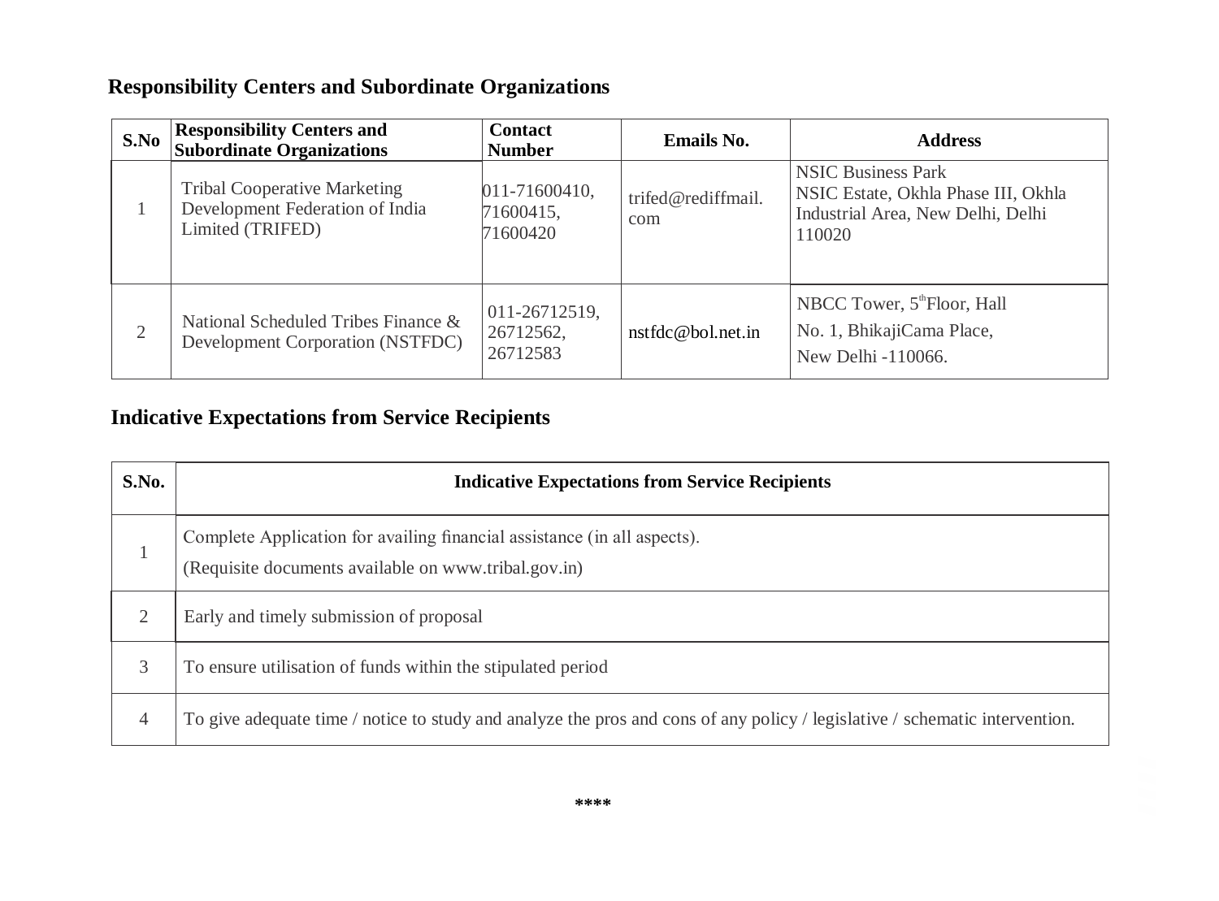## Responsibility Centers and Subordinate Organizations

| S.No | Responsibility Centers and Subordinate Organizations | Contact Number | Emails No. | Address |
|---|---|---|---|---|
| 1 | Tribal Cooperative Marketing Development Federation of India Limited (TRIFED) | 011-71600410, 71600415, 71600420 | trifed@rediffmail.com | NSIC Business Park NSIC Estate, Okhla Phase III, Okhla Industrial Area, New Delhi, Delhi 110020 |
| 2 | National Scheduled Tribes Finance & Development Corporation (NSTFDC) | 011-26712519, 26712562, 26712583 | nstfdc@bol.net.in | NBCC Tower, 5th Floor, Hall No. 1, BhikajiCama Place, New Delhi -110066. |

## Indicative Expectations from Service Recipients

| S.No. | Indicative Expectations from Service Recipients |
|---|---|
| 1 | Complete Application for availing financial assistance (in all aspects).<br>(Requisite documents available on www.tribal.gov.in) |
| 2 | Early and timely submission of proposal |
| 3 | To ensure utilisation of funds within the stipulated period |
| 4 | To give adequate time / notice to study and analyze the pros and cons of any policy / legislative / schematic intervention. |

****